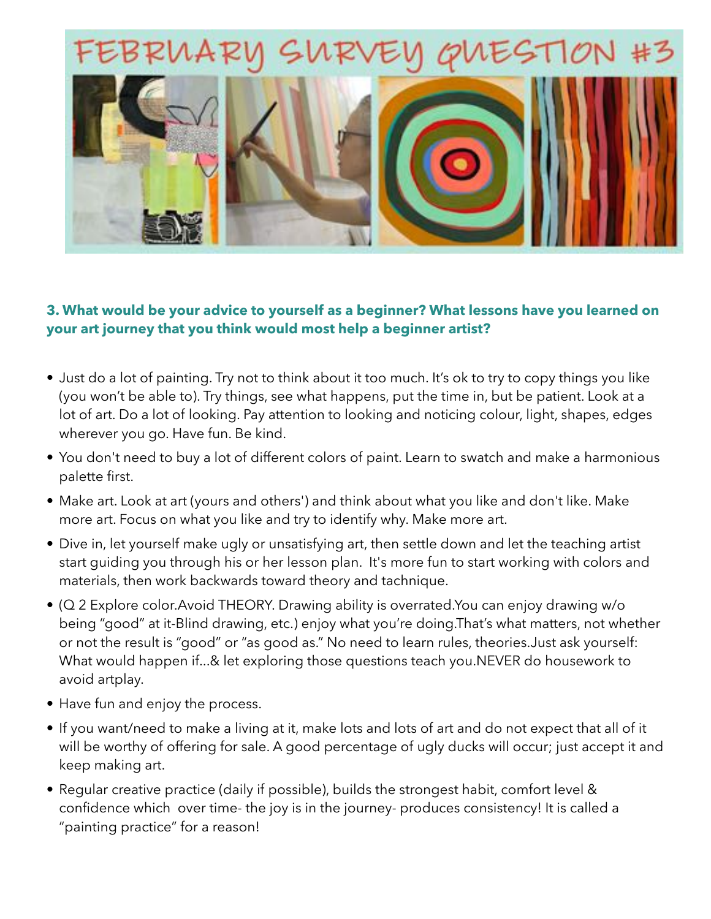# FEBRUARY SURVEY QUESTION #3

**3. What would be your advice to yourself as a beginner? What lessons have you learned on your art journey that you think would most help a beginner artist?**

- Just do a lot of painting. Try not to think about it too much. It's ok to try to copy things you like (you won't be able to). Try things, see what happens, put the time in, but be patient. Look at a lot of art. Do a lot of looking. Pay attention to looking and noticing colour, light, shapes, edges wherever you go. Have fun. Be kind.
- You don't need to buy a lot of different colors of paint. Learn to swatch and make a harmonious palette first.
- Make art. Look at art (yours and others') and think about what you like and don't like. Make more art. Focus on what you like and try to identify why. Make more art.
- Dive in, let yourself make ugly or unsatisfying art, then settle down and let the teaching artist start guiding you through his or her lesson plan. It's more fun to start working with colors and materials, then work backwards toward theory and tachnique.
- (Q 2 Explore color.Avoid THEORY. Drawing ability is overrated.You can enjoy drawing w/o being "good" at it-Blind drawing, etc.) enjoy what you're doing.That's what matters, not whether or not the result is "good" or "as good as." No need to learn rules, theories.Just ask yourself: What would happen if…& let exploring those questions teach you.NEVER do housework to avoid artplay.
- Have fun and enjoy the process.
- If you want/need to make a living at it, make lots and lots of art and do not expect that all of it will be worthy of offering for sale. A good percentage of ugly ducks will occur; just accept it and keep making art.
- Regular creative practice (daily if possible), builds the strongest habit, comfort level & confidence which over time- the joy is in the journey- produces consistency! It is called a "painting practice" for a reason!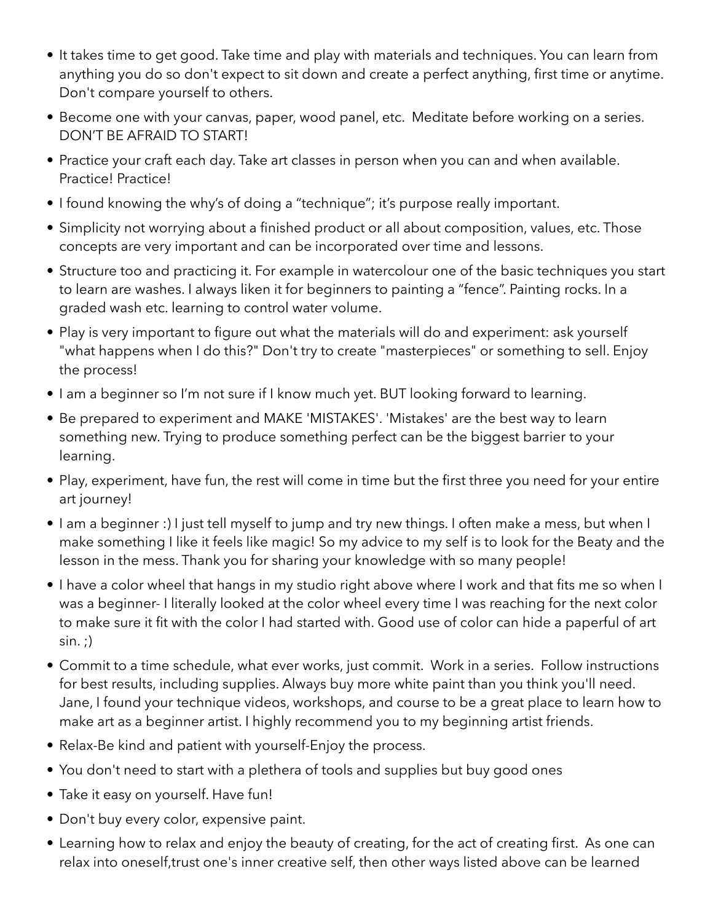- It takes time to get good. Take time and play with materials and techniques. You can learn from anything you do so don't expect to sit down and create a perfect anything, first time or anytime. Don't compare yourself to others.
- Become one with your canvas, paper, wood panel, etc.  Meditate before working on a series. DON'T BE AFRAID TO START!
- Practice your craft each day. Take art classes in person when you can and when available. Practice! Practice!
- I found knowing the why's of doing a "technique"; it's purpose really important.
- Simplicity not worrying about a finished product or all about composition, values, etc. Those concepts are very important and can be incorporated over time and lessons.
- Structure too and practicing it. For example in watercolour one of the basic techniques you start to learn are washes. I always liken it for beginners to painting a "fence". Painting rocks. In a graded wash etc. learning to control water volume.
- Play is very important to figure out what the materials will do and experiment: ask yourself "what happens when I do this?" Don't try to create "masterpieces" or something to sell. Enjoy the process!
- I am a beginner so I'm not sure if I know much yet. BUT looking forward to learning.
- Be prepared to experiment and MAKE 'MISTAKES'. 'Mistakes' are the best way to learn something new. Trying to produce something perfect can be the biggest barrier to your learning.
- Play, experiment, have fun, the rest will come in time but the first three you need for your entire art journey!
- I am a beginner :) I just tell myself to jump and try new things. I often make a mess, but when I make something I like it feels like magic! So my advice to my self is to look for the Beaty and the lesson in the mess. Thank you for sharing your knowledge with so many people!
- I have a color wheel that hangs in my studio right above where I work and that fits me so when I was a beginner- I literally looked at the color wheel every time I was reaching for the next color to make sure it fit with the color I had started with. Good use of color can hide a paperful of art sin. ;)
- Commit to a time schedule, what ever works, just commit.  Work in a series.  Follow instructions for best results, including supplies. Always buy more white paint than you think you'll need. Jane, I found your technique videos, workshops, and course to be a great place to learn how to make art as a beginner artist. I highly recommend you to my beginning artist friends.
- Relax-Be kind and patient with yourself-Enjoy the process.
- You don't need to start with a plethera of tools and supplies but buy good ones
- Take it easy on yourself. Have fun!
- Don't buy every color, expensive paint.
- Learning how to relax and enjoy the beauty of creating, for the act of creating first.  As one can relax into oneself,trust one's inner creative self, then other ways listed above can be learned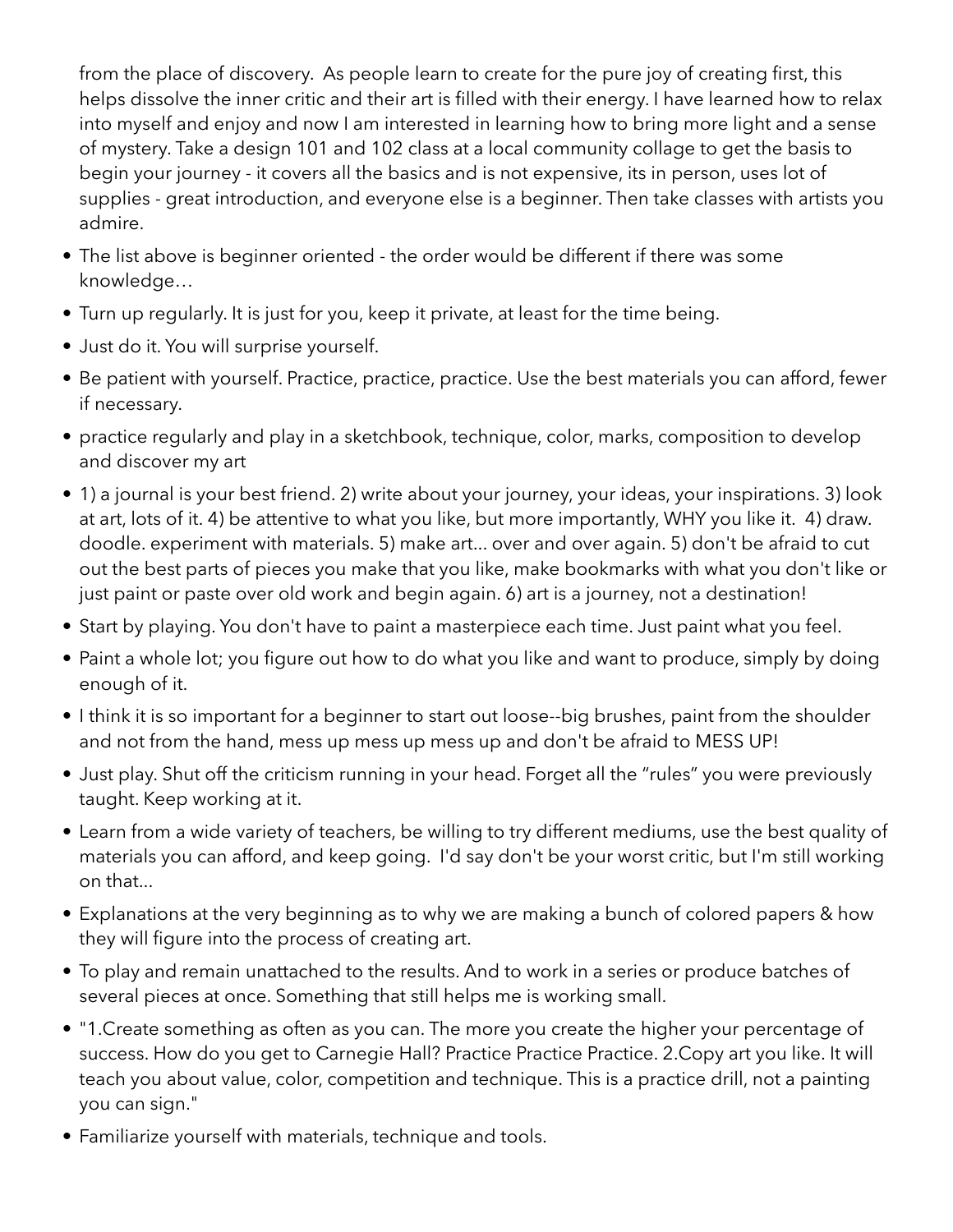from the place of discovery. As people learn to create for the pure joy of creating first, this helps dissolve the inner critic and their art is filled with their energy. I have learned how to relax into myself and enjoy and now I am interested in learning how to bring more light and a sense of mystery. Take a design 101 and 102 class at a local community collage to get the basis to begin your journey - it covers all the basics and is not expensive, its in person, uses lot of supplies - great introduction, and everyone else is a beginner. Then take classes with artists you admire.

- The list above is beginner oriented - the order would be different if there was some knowledge…
- Turn up regularly. It is just for you, keep it private, at least for the time being.
- Just do it. You will surprise yourself.
- Be patient with yourself. Practice, practice, practice. Use the best materials you can afford, fewer if necessary.
- practice regularly and play in a sketchbook, technique, color, marks, composition to develop and discover my art
- 1) a journal is your best friend. 2) write about your journey, your ideas, your inspirations. 3) look at art, lots of it. 4) be attentive to what you like, but more importantly, WHY you like it. 4) draw. doodle. experiment with materials. 5) make art... over and over again. 5) don't be afraid to cut out the best parts of pieces you make that you like, make bookmarks with what you don't like or just paint or paste over old work and begin again. 6) art is a journey, not a destination!
- Start by playing. You don't have to paint a masterpiece each time. Just paint what you feel.
- Paint a whole lot; you figure out how to do what you like and want to produce, simply by doing enough of it.
- I think it is so important for a beginner to start out loose--big brushes, paint from the shoulder and not from the hand, mess up mess up mess up and don't be afraid to MESS UP!
- Just play. Shut off the criticism running in your head. Forget all the "rules" you were previously taught. Keep working at it.
- Learn from a wide variety of teachers, be willing to try different mediums, use the best quality of materials you can afford, and keep going. I'd say don't be your worst critic, but I'm still working on that...
- Explanations at the very beginning as to why we are making a bunch of colored papers & how they will figure into the process of creating art.
- To play and remain unattached to the results. And to work in a series or produce batches of several pieces at once. Something that still helps me is working small.
- "1.Create something as often as you can. The more you create the higher your percentage of success. How do you get to Carnegie Hall? Practice Practice Practice. 2.Copy art you like. It will teach you about value, color, competition and technique. This is a practice drill, not a painting you can sign."
- Familiarize yourself with materials, technique and tools.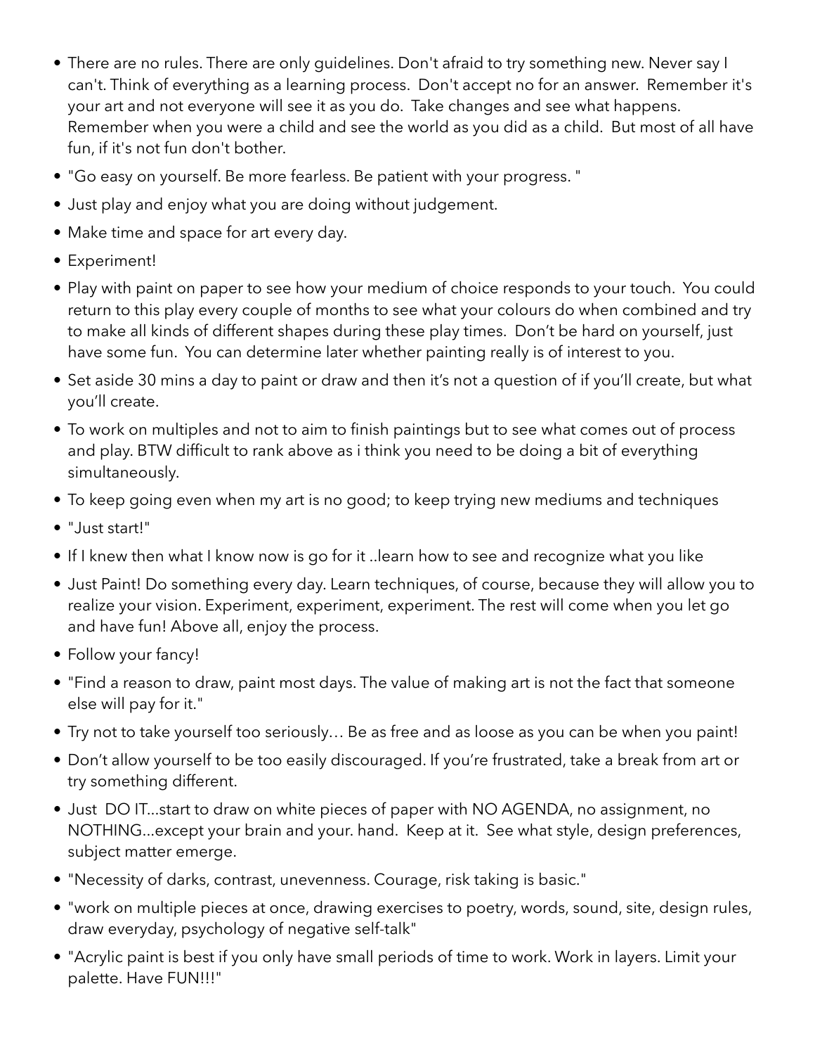- There are no rules. There are only guidelines. Don't afraid to try something new. Never say I can't. Think of everything as a learning process. Don't accept no for an answer. Remember it's your art and not everyone will see it as you do. Take changes and see what happens. Remember when you were a child and see the world as you did as a child. But most of all have fun, if it's not fun don't bother.
- "Go easy on yourself. Be more fearless. Be patient with your progress. "
- Just play and enjoy what you are doing without judgement.
- Make time and space for art every day.
- Experiment!
- Play with paint on paper to see how your medium of choice responds to your touch. You could return to this play every couple of months to see what your colours do when combined and try to make all kinds of different shapes during these play times. Don't be hard on yourself, just have some fun. You can determine later whether painting really is of interest to you.
- Set aside 30 mins a day to paint or draw and then it's not a question of if you'll create, but what you'll create.
- To work on multiples and not to aim to finish paintings but to see what comes out of process and play. BTW difficult to rank above as i think you need to be doing a bit of everything simultaneously.
- To keep going even when my art is no good; to keep trying new mediums and techniques
- "Just start!"
- If I knew then what I know now is go for it ..learn how to see and recognize what you like
- Just Paint! Do something every day. Learn techniques, of course, because they will allow you to realize your vision. Experiment, experiment, experiment. The rest will come when you let go and have fun! Above all, enjoy the process.
- Follow your fancy!
- "Find a reason to draw, paint most days. The value of making art is not the fact that someone else will pay for it."
- Try not to take yourself too seriously… Be as free and as loose as you can be when you paint!
- Don't allow yourself to be too easily discouraged. If you're frustrated, take a break from art or try something different.
- Just DO IT…start to draw on white pieces of paper with NO AGENDA, no assignment, no NOTHING…except your brain and your. hand. Keep at it. See what style, design preferences, subject matter emerge.
- "Necessity of darks, contrast, unevenness. Courage, risk taking is basic."
- "work on multiple pieces at once, drawing exercises to poetry, words, sound, site, design rules, draw everyday, psychology of negative self-talk"
- "Acrylic paint is best if you only have small periods of time to work. Work in layers. Limit your palette. Have FUN!!!"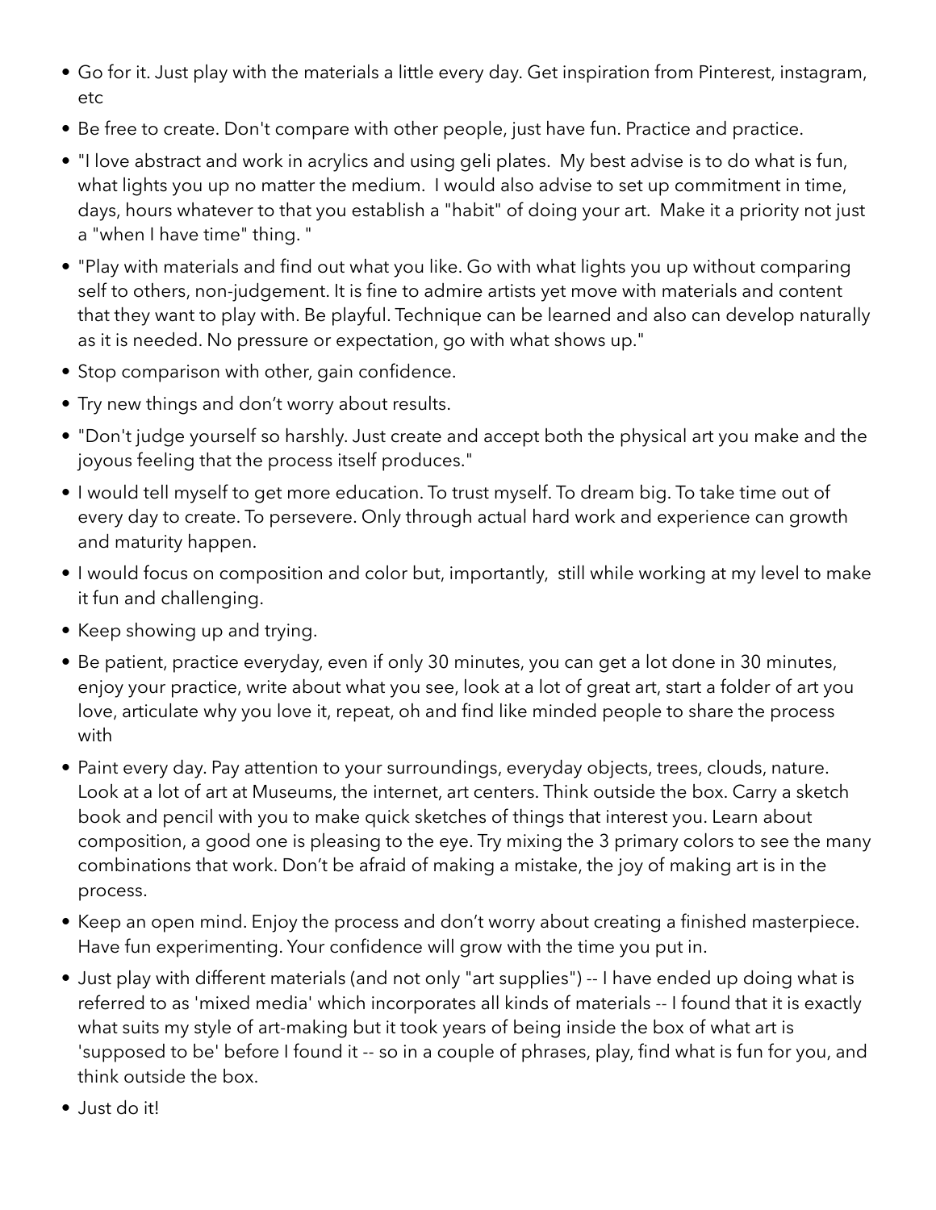- Go for it. Just play with the materials a little every day. Get inspiration from Pinterest, instagram, etc
- Be free to create. Don't compare with other people, just have fun. Practice and practice.
- "I love abstract and work in acrylics and using geli plates.  My best advise is to do what is fun, what lights you up no matter the medium.  I would also advise to set up commitment in time, days, hours whatever to that you establish a "habit" of doing your art.  Make it a priority not just a "when I have time" thing. "
- "Play with materials and find out what you like. Go with what lights you up without comparing self to others, non-judgement. It is fine to admire artists yet move with materials and content that they want to play with. Be playful. Technique can be learned and also can develop naturally as it is needed. No pressure or expectation, go with what shows up."
- Stop comparison with other, gain confidence.
- Try new things and don't worry about results.
- "Don't judge yourself so harshly. Just create and accept both the physical art you make and the joyous feeling that the process itself produces."
- I would tell myself to get more education. To trust myself. To dream big. To take time out of every day to create. To persevere. Only through actual hard work and experience can growth and maturity happen.
- I would focus on composition and color but, importantly,  still while working at my level to make it fun and challenging.
- Keep showing up and trying.
- Be patient, practice everyday, even if only 30 minutes, you can get a lot done in 30 minutes, enjoy your practice, write about what you see, look at a lot of great art, start a folder of art you love, articulate why you love it, repeat, oh and find like minded people to share the process with
- Paint every day. Pay attention to your surroundings, everyday objects, trees, clouds, nature. Look at a lot of art at Museums, the internet, art centers. Think outside the box. Carry a sketch book and pencil with you to make quick sketches of things that interest you. Learn about composition, a good one is pleasing to the eye. Try mixing the 3 primary colors to see the many combinations that work. Don't be afraid of making a mistake, the joy of making art is in the process.
- Keep an open mind. Enjoy the process and don't worry about creating a finished masterpiece. Have fun experimenting. Your confidence will grow with the time you put in.
- Just play with different materials (and not only "art supplies") -- I have ended up doing what is referred to as 'mixed media' which incorporates all kinds of materials -- I found that it is exactly what suits my style of art-making but it took years of being inside the box of what art is 'supposed to be' before I found it -- so in a couple of phrases, play, find what is fun for you, and think outside the box.
- Just do it!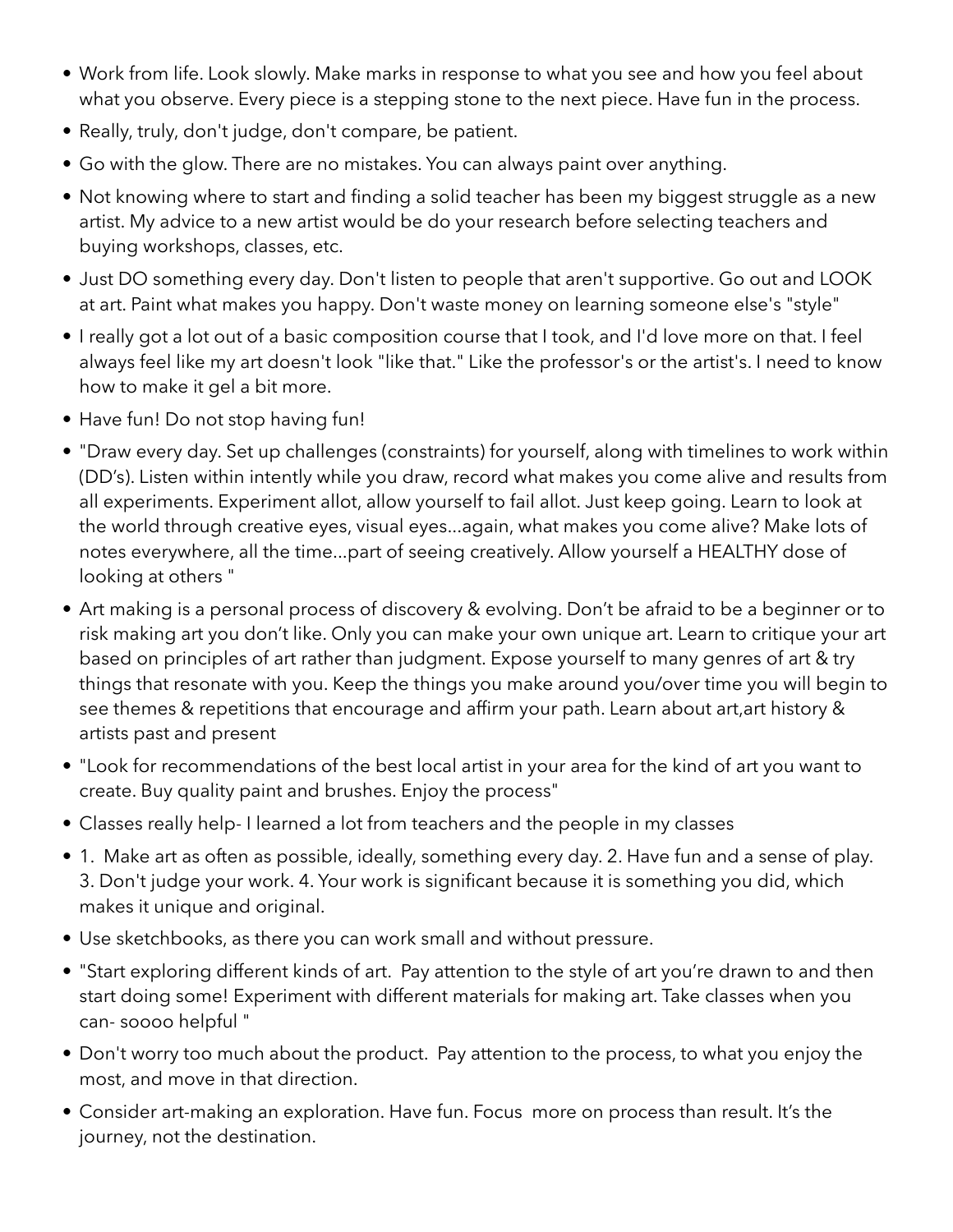- Work from life. Look slowly. Make marks in response to what you see and how you feel about what you observe. Every piece is a stepping stone to the next piece. Have fun in the process.
- Really, truly, don't judge, don't compare, be patient.
- Go with the glow. There are no mistakes. You can always paint over anything.
- Not knowing where to start and finding a solid teacher has been my biggest struggle as a new artist. My advice to a new artist would be do your research before selecting teachers and buying workshops, classes, etc.
- Just DO something every day. Don't listen to people that aren't supportive. Go out and LOOK at art. Paint what makes you happy. Don't waste money on learning someone else's "style"
- I really got a lot out of a basic composition course that I took, and I'd love more on that. I feel always feel like my art doesn't look "like that." Like the professor's or the artist's. I need to know how to make it gel a bit more.
- Have fun! Do not stop having fun!
- "Draw every day. Set up challenges (constraints) for yourself, along with timelines to work within (DD's). Listen within intently while you draw, record what makes you come alive and results from all experiments. Experiment allot, allow yourself to fail allot. Just keep going. Learn to look at the world through creative eyes, visual eyes...again, what makes you come alive? Make lots of notes everywhere, all the time...part of seeing creatively. Allow yourself a HEALTHY dose of looking at others "
- Art making is a personal process of discovery & evolving. Don't be afraid to be a beginner or to risk making art you don't like. Only you can make your own unique art. Learn to critique your art based on principles of art rather than judgment. Expose yourself to many genres of art & try things that resonate with you. Keep the things you make around you/over time you will begin to see themes & repetitions that encourage and affirm your path. Learn about art,art history & artists past and present
- "Look for recommendations of the best local artist in your area for the kind of art you want to create. Buy quality paint and brushes. Enjoy the process"
- Classes really help- I learned a lot from teachers and the people in my classes
- 1. Make art as often as possible, ideally, something every day. 2. Have fun and a sense of play. 3. Don't judge your work. 4. Your work is significant because it is something you did, which makes it unique and original.
- Use sketchbooks, as there you can work small and without pressure.
- "Start exploring different kinds of art. Pay attention to the style of art you're drawn to and then start doing some! Experiment with different materials for making art. Take classes when you can- soooo helpful "
- Don't worry too much about the product. Pay attention to the process, to what you enjoy the most, and move in that direction.
- Consider art-making an exploration. Have fun. Focus more on process than result. It's the journey, not the destination.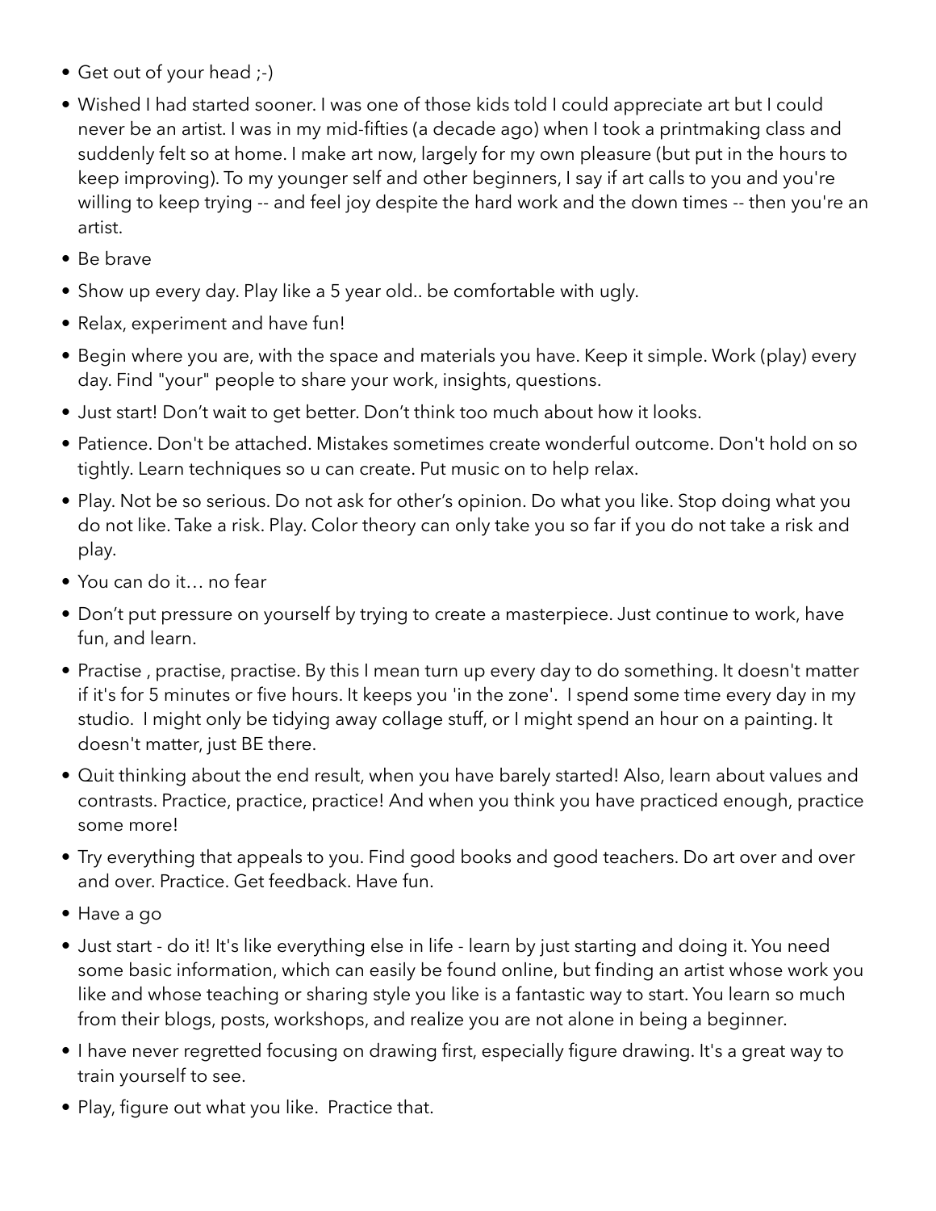- Get out of your head ;-)
- Wished I had started sooner. I was one of those kids told I could appreciate art but I could never be an artist. I was in my mid-fifties (a decade ago) when I took a printmaking class and suddenly felt so at home. I make art now, largely for my own pleasure (but put in the hours to keep improving). To my younger self and other beginners, I say if art calls to you and you're willing to keep trying -- and feel joy despite the hard work and the down times -- then you're an artist.
- Be brave
- Show up every day. Play like a 5 year old.. be comfortable with ugly.
- Relax, experiment and have fun!
- Begin where you are, with the space and materials you have. Keep it simple. Work (play) every day. Find "your" people to share your work, insights, questions.
- Just start! Don't wait to get better. Don't think too much about how it looks.
- Patience. Don't be attached. Mistakes sometimes create wonderful outcome. Don't hold on so tightly. Learn techniques so u can create. Put music on to help relax.
- Play. Not be so serious. Do not ask for other's opinion. Do what you like. Stop doing what you do not like. Take a risk. Play. Color theory can only take you so far if you do not take a risk and play.
- You can do it… no fear
- Don't put pressure on yourself by trying to create a masterpiece. Just continue to work, have fun, and learn.
- Practise , practise, practise. By this I mean turn up every day to do something. It doesn't matter if it's for 5 minutes or five hours. It keeps you 'in the zone'. I spend some time every day in my studio. I might only be tidying away collage stuff, or I might spend an hour on a painting. It doesn't matter, just BE there.
- Quit thinking about the end result, when you have barely started! Also, learn about values and contrasts. Practice, practice, practice! And when you think you have practiced enough, practice some more!
- Try everything that appeals to you. Find good books and good teachers. Do art over and over and over. Practice. Get feedback. Have fun.
- Have a go
- Just start - do it! It's like everything else in life - learn by just starting and doing it. You need some basic information, which can easily be found online, but finding an artist whose work you like and whose teaching or sharing style you like is a fantastic way to start. You learn so much from their blogs, posts, workshops, and realize you are not alone in being a beginner.
- I have never regretted focusing on drawing first, especially figure drawing. It's a great way to train yourself to see.
- Play, figure out what you like. Practice that.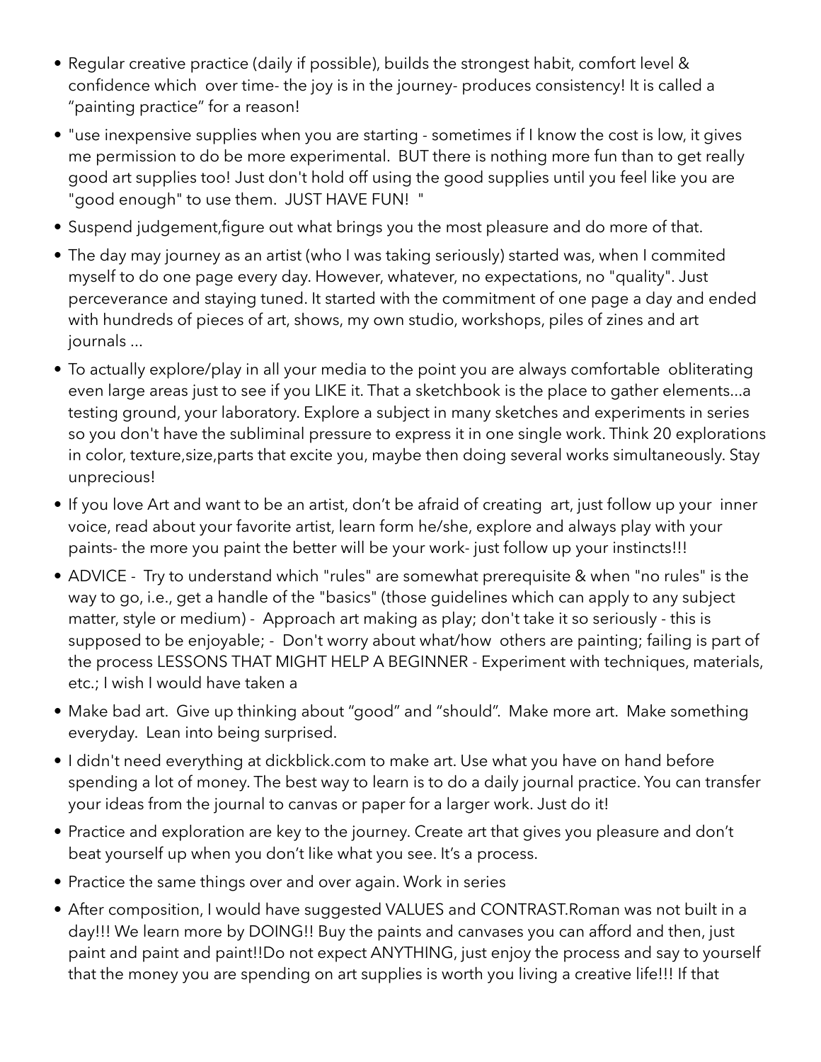- Regular creative practice (daily if possible), builds the strongest habit, comfort level & confidence which  over time- the joy is in the journey- produces consistency! It is called a "painting practice" for a reason!
- "use inexpensive supplies when you are starting - sometimes if I know the cost is low, it gives me permission to do be more experimental.  BUT there is nothing more fun than to get really good art supplies too! Just don't hold off using the good supplies until you feel like you are "good enough" to use them.  JUST HAVE FUN!  "
- Suspend judgement,figure out what brings you the most pleasure and do more of that.
- The day may journey as an artist (who I was taking seriously) started was, when I commited myself to do one page every day. However, whatever, no expectations, no "quality". Just perceverance and staying tuned. It started with the commitment of one page a day and ended with hundreds of pieces of art, shows, my own studio, workshops, piles of zines and art journals ...
- To actually explore/play in all your media to the point you are always comfortable  obliterating even large areas just to see if you LIKE it. That a sketchbook is the place to gather elements...a testing ground, your laboratory. Explore a subject in many sketches and experiments in series so you don't have the subliminal pressure to express it in one single work. Think 20 explorations in color, texture,size,parts that excite you, maybe then doing several works simultaneously. Stay unprecious!
- If you love Art and want to be an artist, don't be afraid of creating  art, just follow up your  inner voice, read about your favorite artist, learn form he/she, explore and always play with your paints- the more you paint the better will be your work- just follow up your instincts!!!
- ADVICE -  Try to understand which "rules" are somewhat prerequisite & when "no rules" is the way to go, i.e., get a handle of the "basics" (those guidelines which can apply to any subject matter, style or medium) -  Approach art making as play; don't take it so seriously - this is supposed to be enjoyable; -  Don't worry about what/how  others are painting; failing is part of the process LESSONS THAT MIGHT HELP A BEGINNER - Experiment with techniques, materials, etc.; I wish I would have taken a
- Make bad art.  Give up thinking about "good" and "should".  Make more art.  Make something everyday.  Lean into being surprised.
- I didn't need everything at dickblick.com to make art. Use what you have on hand before spending a lot of money. The best way to learn is to do a daily journal practice. You can transfer your ideas from the journal to canvas or paper for a larger work. Just do it!
- Practice and exploration are key to the journey. Create art that gives you pleasure and don't beat yourself up when you don't like what you see. It's a process.
- Practice the same things over and over again. Work in series
- After composition, I would have suggested VALUES and CONTRAST.Roman was not built in a day!!! We learn more by DOING!! Buy the paints and canvases you can afford and then, just paint and paint and paint!!Do not expect ANYTHING, just enjoy the process and say to yourself that the money you are spending on art supplies is worth you living a creative life!!! If that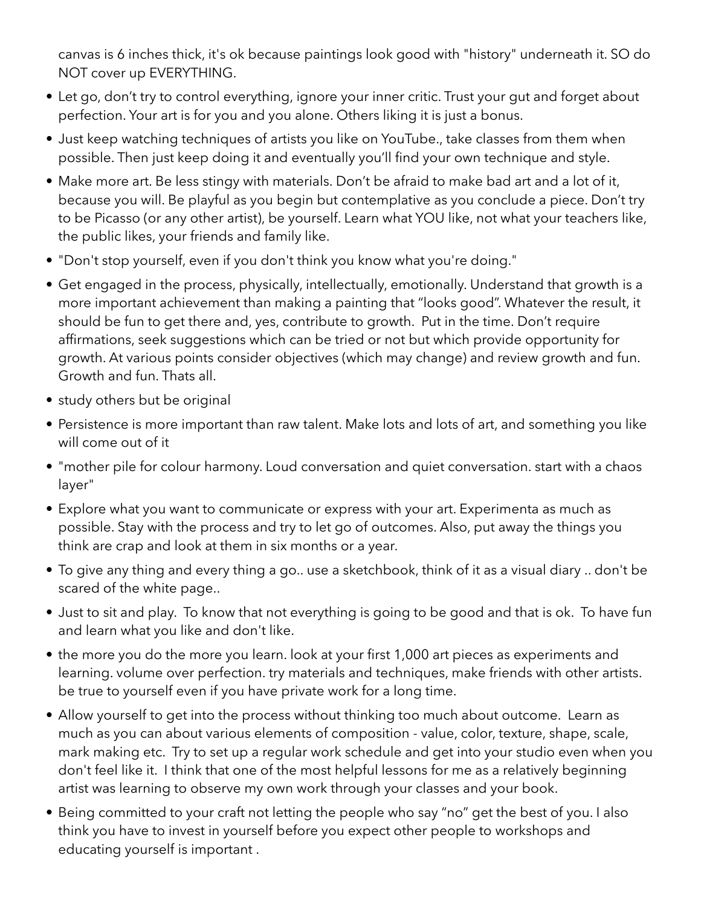canvas is 6 inches thick, it's ok because paintings look good with "history" underneath it. SO do NOT cover up EVERYTHING.

- Let go, don't try to control everything, ignore your inner critic. Trust your gut and forget about perfection. Your art is for you and you alone. Others liking it is just a bonus.
- Just keep watching techniques of artists you like on YouTube., take classes from them when possible. Then just keep doing it and eventually you'll find your own technique and style.
- Make more art. Be less stingy with materials. Don't be afraid to make bad art and a lot of it, because you will. Be playful as you begin but contemplative as you conclude a piece. Don't try to be Picasso (or any other artist), be yourself. Learn what YOU like, not what your teachers like, the public likes, your friends and family like.
- "Don't stop yourself, even if you don't think you know what you're doing."
- Get engaged in the process, physically, intellectually, emotionally. Understand that growth is a more important achievement than making a painting that "looks good". Whatever the result, it should be fun to get there and, yes, contribute to growth. Put in the time. Don't require affirmations, seek suggestions which can be tried or not but which provide opportunity for growth. At various points consider objectives (which may change) and review growth and fun. Growth and fun. Thats all.
- study others but be original
- Persistence is more important than raw talent. Make lots and lots of art, and something you like will come out of it
- "mother pile for colour harmony. Loud conversation and quiet conversation. start with a chaos layer"
- Explore what you want to communicate or express with your art. Experimenta as much as possible. Stay with the process and try to let go of outcomes. Also, put away the things you think are crap and look at them in six months or a year.
- To give any thing and every thing a go.. use a sketchbook, think of it as a visual diary .. don't be scared of the white page..
- Just to sit and play. To know that not everything is going to be good and that is ok. To have fun and learn what you like and don't like.
- the more you do the more you learn. look at your first 1,000 art pieces as experiments and learning. volume over perfection. try materials and techniques, make friends with other artists. be true to yourself even if you have private work for a long time.
- Allow yourself to get into the process without thinking too much about outcome. Learn as much as you can about various elements of composition - value, color, texture, shape, scale, mark making etc. Try to set up a regular work schedule and get into your studio even when you don't feel like it. I think that one of the most helpful lessons for me as a relatively beginning artist was learning to observe my own work through your classes and your book.
- Being committed to your craft not letting the people who say "no" get the best of you. I also think you have to invest in yourself before you expect other people to workshops and educating yourself is important .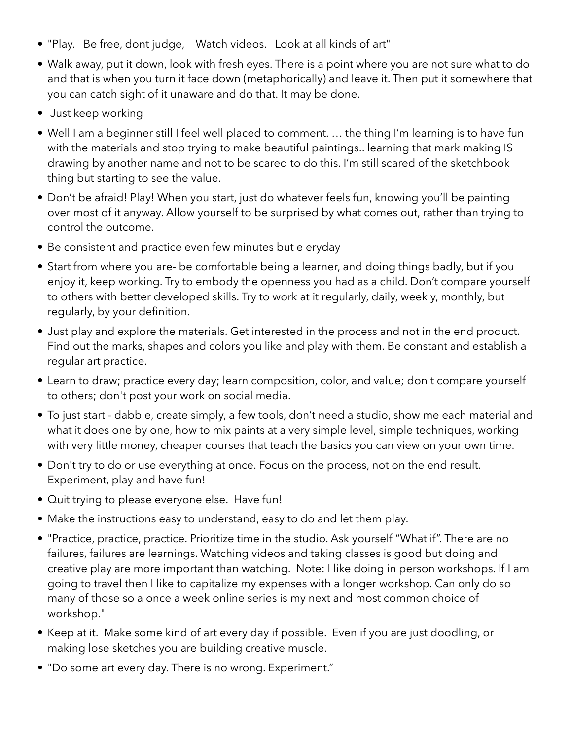- "Play.   Be free, dont judge,    Watch videos.   Look at all kinds of art"
- Walk away, put it down, look with fresh eyes. There is a point where you are not sure what to do and that is when you turn it face down (metaphorically) and leave it. Then put it somewhere that you can catch sight of it unaware and do that. It may be done.
- Just keep working
- Well I am a beginner still I feel well placed to comment. … the thing I'm learning is to have fun with the materials and stop trying to make beautiful paintings.. learning that mark making IS drawing by another name and not to be scared to do this. I'm still scared of the sketchbook thing but starting to see the value.
- Don't be afraid! Play! When you start, just do whatever feels fun, knowing you'll be painting over most of it anyway. Allow yourself to be surprised by what comes out, rather than trying to control the outcome.
- Be consistent and practice even few minutes but e eryday
- Start from where you are- be comfortable being a learner, and doing things badly, but if you enjoy it, keep working. Try to embody the openness you had as a child. Don't compare yourself to others with better developed skills. Try to work at it regularly, daily, weekly, monthly, but regularly, by your definition.
- Just play and explore the materials. Get interested in the process and not in the end product. Find out the marks, shapes and colors you like and play with them. Be constant and establish a regular art practice.
- Learn to draw; practice every day; learn composition, color, and value; don't compare yourself to others; don't post your work on social media.
- To just start - dabble, create simply, a few tools, don't need a studio, show me each material and what it does one by one, how to mix paints at a very simple level, simple techniques, working with very little money, cheaper courses that teach the basics you can view on your own time.
- Don't try to do or use everything at once. Focus on the process, not on the end result. Experiment, play and have fun!
- Quit trying to please everyone else.  Have fun!
- Make the instructions easy to understand, easy to do and let them play.
- "Practice, practice, practice. Prioritize time in the studio. Ask yourself "What if". There are no failures, failures are learnings. Watching videos and taking classes is good but doing and creative play are more important than watching.  Note: I like doing in person workshops. If I am going to travel then I like to capitalize my expenses with a longer workshop. Can only do so many of those so a once a week online series is my next and most common choice of workshop."
- Keep at it.  Make some kind of art every day if possible.  Even if you are just doodling, or making lose sketches you are building creative muscle.
- "Do some art every day. There is no wrong. Experiment."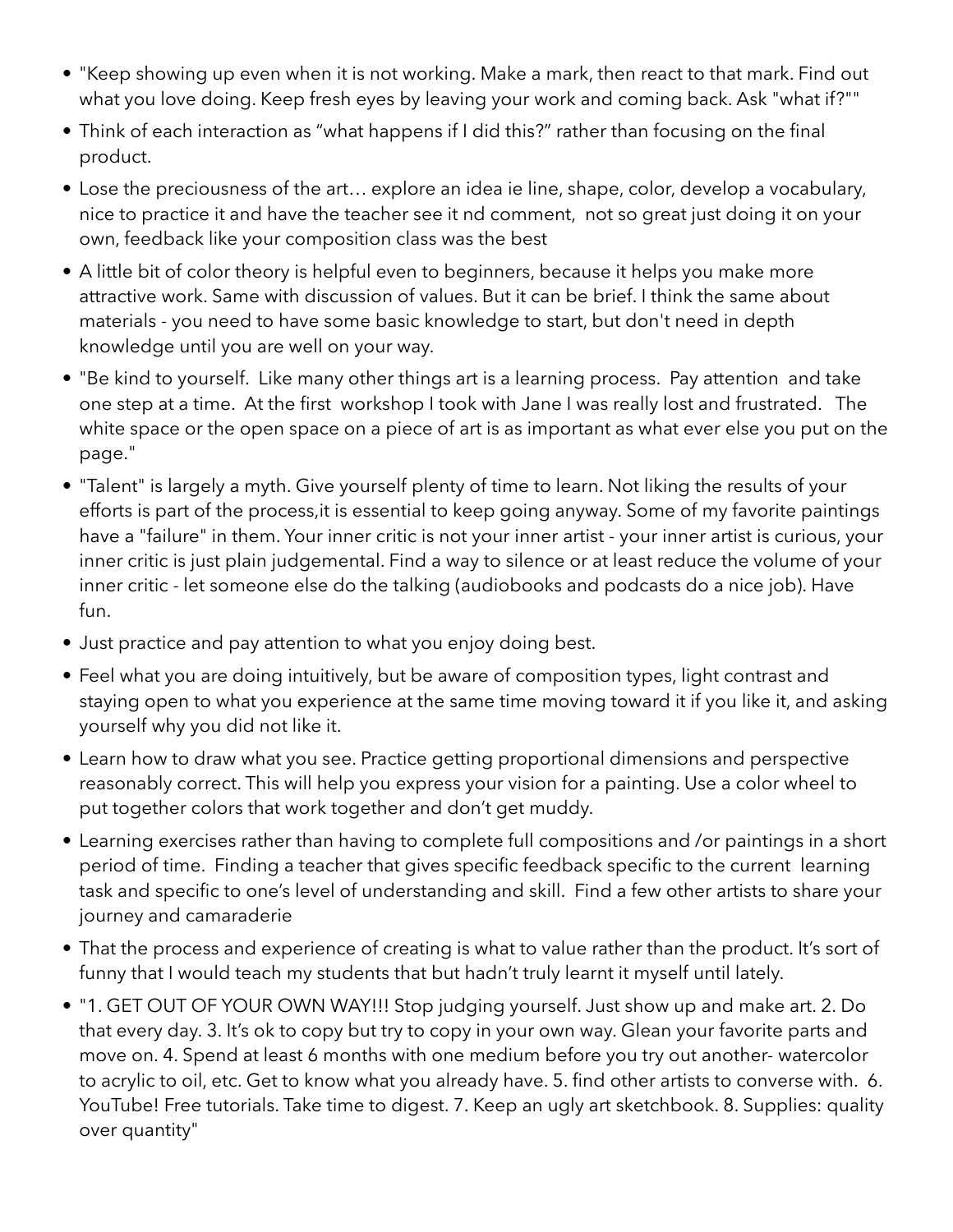- "Keep showing up even when it is not working. Make a mark, then react to that mark. Find out what you love doing. Keep fresh eyes by leaving your work and coming back. Ask "what if?""
- Think of each interaction as "what happens if I did this?" rather than focusing on the final product.
- Lose the preciousness of the art… explore an idea ie line, shape, color, develop a vocabulary, nice to practice it and have the teacher see it nd comment, not so great just doing it on your own, feedback like your composition class was the best
- A little bit of color theory is helpful even to beginners, because it helps you make more attractive work. Same with discussion of values. But it can be brief. I think the same about materials - you need to have some basic knowledge to start, but don't need in depth knowledge until you are well on your way.
- "Be kind to yourself. Like many other things art is a learning process. Pay attention and take one step at a time. At the first workshop I took with Jane I was really lost and frustrated. The white space or the open space on a piece of art is as important as what ever else you put on the page."
- "Talent" is largely a myth. Give yourself plenty of time to learn. Not liking the results of your efforts is part of the process,it is essential to keep going anyway. Some of my favorite paintings have a "failure" in them. Your inner critic is not your inner artist - your inner artist is curious, your inner critic is just plain judgemental. Find a way to silence or at least reduce the volume of your inner critic - let someone else do the talking (audiobooks and podcasts do a nice job). Have fun.
- Just practice and pay attention to what you enjoy doing best.
- Feel what you are doing intuitively, but be aware of composition types, light contrast and staying open to what you experience at the same time moving toward it if you like it, and asking yourself why you did not like it.
- Learn how to draw what you see. Practice getting proportional dimensions and perspective reasonably correct. This will help you express your vision for a painting. Use a color wheel to put together colors that work together and don't get muddy.
- Learning exercises rather than having to complete full compositions and /or paintings in a short period of time. Finding a teacher that gives specific feedback specific to the current learning task and specific to one's level of understanding and skill. Find a few other artists to share your journey and camaraderie
- That the process and experience of creating is what to value rather than the product. It's sort of funny that I would teach my students that but hadn't truly learnt it myself until lately.
- "1. GET OUT OF YOUR OWN WAY!!! Stop judging yourself. Just show up and make art. 2. Do that every day. 3. It's ok to copy but try to copy in your own way. Glean your favorite parts and move on. 4. Spend at least 6 months with one medium before you try out another- watercolor to acrylic to oil, etc. Get to know what you already have. 5. find other artists to converse with. 6. YouTube! Free tutorials. Take time to digest. 7. Keep an ugly art sketchbook. 8. Supplies: quality over quantity"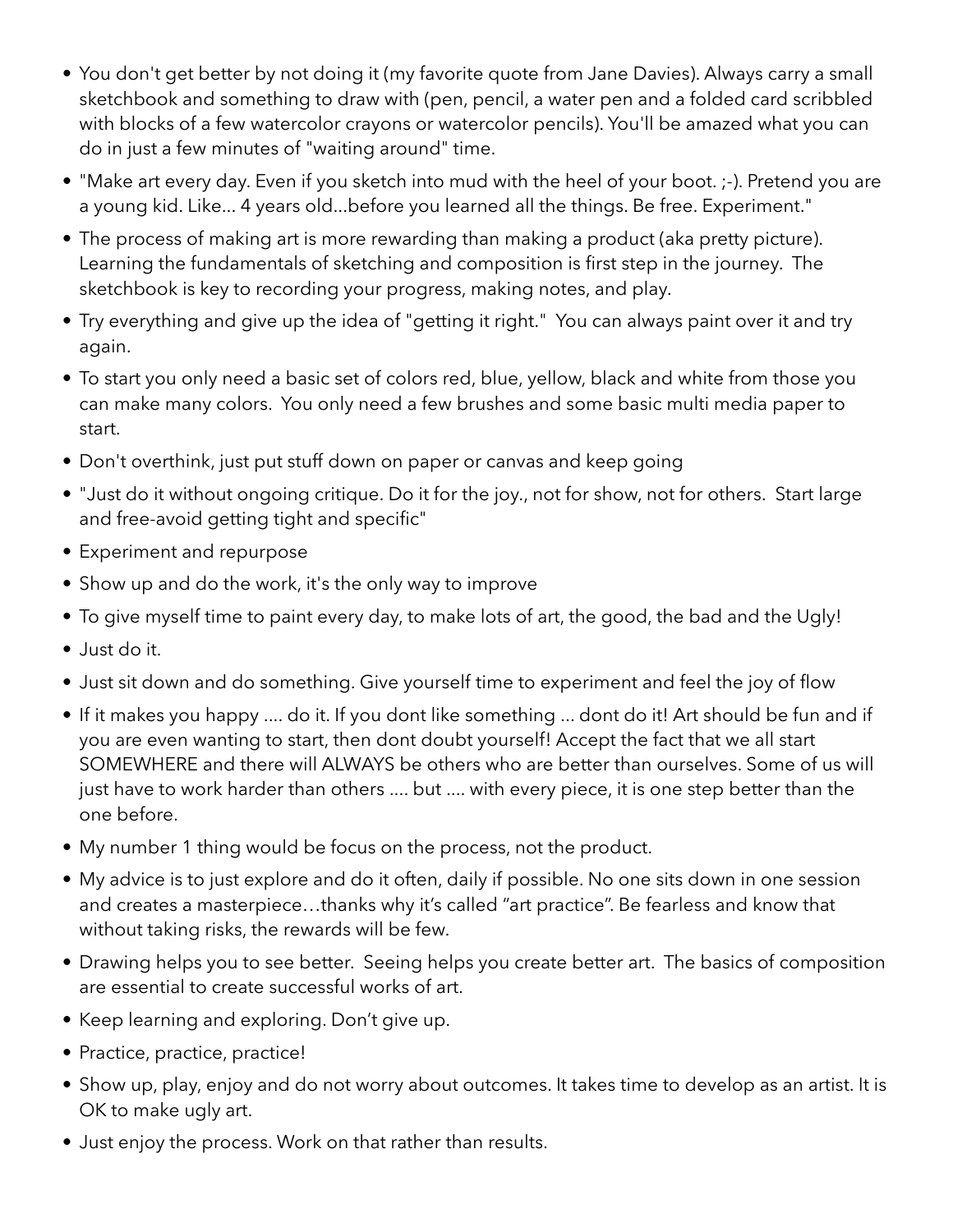- You don't get better by not doing it (my favorite quote from Jane Davies). Always carry a small sketchbook and something to draw with (pen, pencil, a water pen and a folded card scribbled with blocks of a few watercolor crayons or watercolor pencils). You'll be amazed what you can do in just a few minutes of "waiting around" time.
- "Make art every day. Even if you sketch into mud with the heel of your boot. ;-). Pretend you are a young kid. Like... 4 years old...before you learned all the things. Be free. Experiment."
- The process of making art is more rewarding than making a product (aka pretty picture). Learning the fundamentals of sketching and composition is first step in the journey. The sketchbook is key to recording your progress, making notes, and play.
- Try everything and give up the idea of "getting it right." You can always paint over it and try again.
- To start you only need a basic set of colors red, blue, yellow, black and white from those you can make many colors. You only need a few brushes and some basic multi media paper to start.
- Don't overthink, just put stuff down on paper or canvas and keep going
- "Just do it without ongoing critique. Do it for the joy., not for show, not for others. Start large and free-avoid getting tight and specific"
- Experiment and repurpose
- Show up and do the work, it's the only way to improve
- To give myself time to paint every day, to make lots of art, the good, the bad and the Ugly!
- Just do it.
- Just sit down and do something. Give yourself time to experiment and feel the joy of flow
- If it makes you happy .... do it. If you dont like something ... dont do it! Art should be fun and if you are even wanting to start, then dont doubt yourself! Accept the fact that we all start SOMEWHERE and there will ALWAYS be others who are better than ourselves. Some of us will just have to work harder than others .... but .... with every piece, it is one step better than the one before.
- My number 1 thing would be focus on the process, not the product.
- My advice is to just explore and do it often, daily if possible. No one sits down in one session and creates a masterpiece…thanks why it's called "art practice". Be fearless and know that without taking risks, the rewards will be few.
- Drawing helps you to see better. Seeing helps you create better art. The basics of composition are essential to create successful works of art.
- Keep learning and exploring. Don't give up.
- Practice, practice, practice!
- Show up, play, enjoy and do not worry about outcomes. It takes time to develop as an artist. It is OK to make ugly art.
- Just enjoy the process. Work on that rather than results.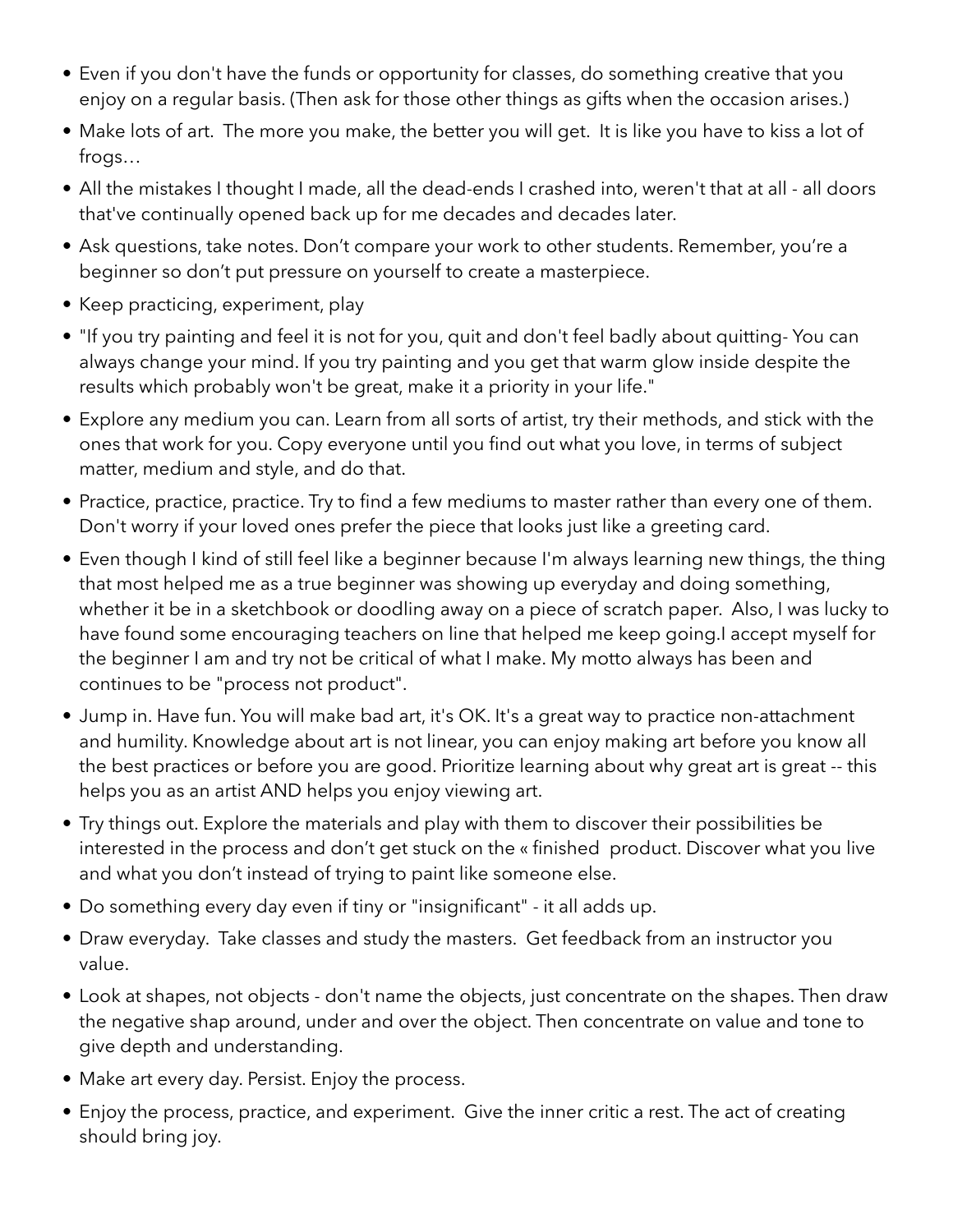- Even if you don't have the funds or opportunity for classes, do something creative that you enjoy on a regular basis. (Then ask for those other things as gifts when the occasion arises.)
- Make lots of art.  The more you make, the better you will get.  It is like you have to kiss a lot of frogs…
- All the mistakes I thought I made, all the dead-ends I crashed into, weren't that at all - all doors that've continually opened back up for me decades and decades later.
- Ask questions, take notes. Don't compare your work to other students. Remember, you're a beginner so don't put pressure on yourself to create a masterpiece.
- Keep practicing, experiment, play
- "If you try painting and feel it is not for you, quit and don't feel badly about quitting- You can always change your mind. If you try painting and you get that warm glow inside despite the results which probably won't be great, make it a priority in your life."
- Explore any medium you can. Learn from all sorts of artist, try their methods, and stick with the ones that work for you. Copy everyone until you find out what you love, in terms of subject matter, medium and style, and do that.
- Practice, practice, practice. Try to find a few mediums to master rather than every one of them. Don't worry if your loved ones prefer the piece that looks just like a greeting card.
- Even though I kind of still feel like a beginner because I'm always learning new things, the thing that most helped me as a true beginner was showing up everyday and doing something, whether it be in a sketchbook or doodling away on a piece of scratch paper.  Also, I was lucky to have found some encouraging teachers on line that helped me keep going.I accept myself for the beginner I am and try not be critical of what I make. My motto always has been and continues to be "process not product".
- Jump in. Have fun. You will make bad art, it's OK. It's a great way to practice non-attachment and humility. Knowledge about art is not linear, you can enjoy making art before you know all the best practices or before you are good. Prioritize learning about why great art is great -- this helps you as an artist AND helps you enjoy viewing art.
- Try things out. Explore the materials and play with them to discover their possibilities be interested in the process and don't get stuck on the « finished  product. Discover what you live and what you don't instead of trying to paint like someone else.
- Do something every day even if tiny or "insignificant" - it all adds up.
- Draw everyday.  Take classes and study the masters.  Get feedback from an instructor you value.
- Look at shapes, not objects - don't name the objects, just concentrate on the shapes. Then draw the negative shap around, under and over the object. Then concentrate on value and tone to give depth and understanding.
- Make art every day. Persist. Enjoy the process.
- Enjoy the process, practice, and experiment.  Give the inner critic a rest. The act of creating should bring joy.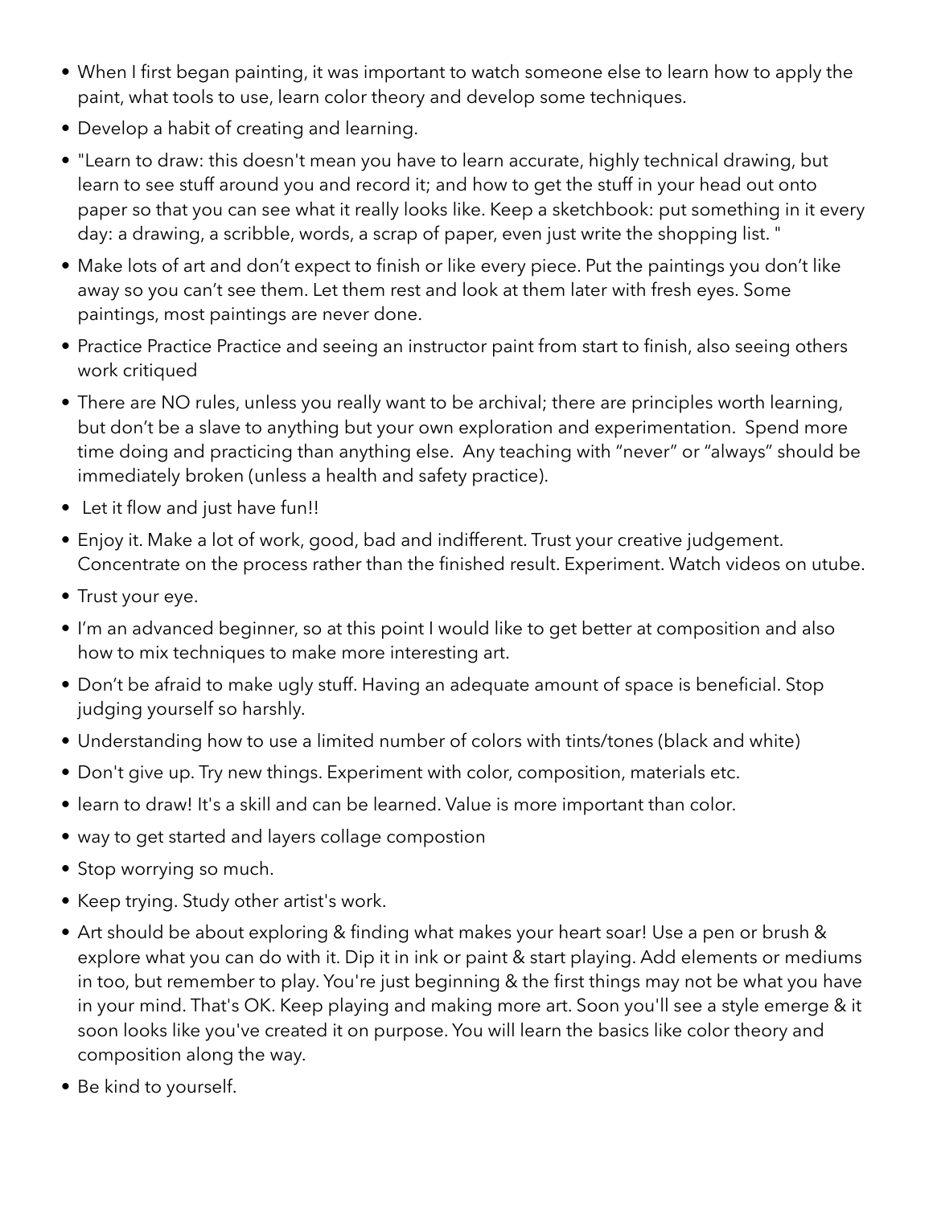- When I first began painting, it was important to watch someone else to learn how to apply the paint, what tools to use, learn color theory and develop some techniques.
- Develop a habit of creating and learning.
- "Learn to draw: this doesn't mean you have to learn accurate, highly technical drawing, but learn to see stuff around you and record it; and how to get the stuff in your head out onto paper so that you can see what it really looks like. Keep a sketchbook: put something in it every day: a drawing, a scribble, words, a scrap of paper, even just write the shopping list. "
- Make lots of art and don't expect to finish or like every piece. Put the paintings you don't like away so you can't see them. Let them rest and look at them later with fresh eyes. Some paintings, most paintings are never done.
- Practice Practice Practice and seeing an instructor paint from start to finish, also seeing others work critiqued
- There are NO rules, unless you really want to be archival; there are principles worth learning, but don't be a slave to anything but your own exploration and experimentation. Spend more time doing and practicing than anything else. Any teaching with "never" or "always" should be immediately broken (unless a health and safety practice).
- Let it flow and just have fun!!
- Enjoy it. Make a lot of work, good, bad and indifferent. Trust your creative judgement. Concentrate on the process rather than the finished result. Experiment. Watch videos on utube.
- Trust your eye.
- I'm an advanced beginner, so at this point I would like to get better at composition and also how to mix techniques to make more interesting art.
- Don't be afraid to make ugly stuff. Having an adequate amount of space is beneficial. Stop judging yourself so harshly.
- Understanding how to use a limited number of colors with tints/tones (black and white)
- Don't give up. Try new things. Experiment with color, composition, materials etc.
- learn to draw! It's a skill and can be learned. Value is more important than color.
- way to get started and layers collage compostion
- Stop worrying so much.
- Keep trying. Study other artist's work.
- Art should be about exploring & finding what makes your heart soar! Use a pen or brush & explore what you can do with it. Dip it in ink or paint & start playing. Add elements or mediums in too, but remember to play. You're just beginning & the first things may not be what you have in your mind. That's OK. Keep playing and making more art. Soon you'll see a style emerge & it soon looks like you've created it on purpose. You will learn the basics like color theory and composition along the way.
- Be kind to yourself.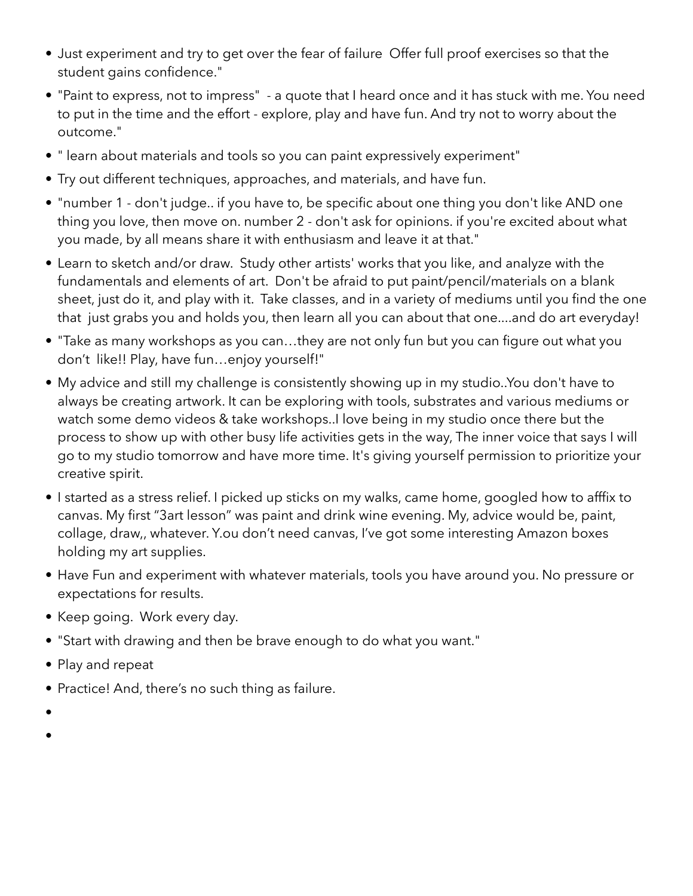- Just experiment and try to get over the fear of failure  Offer full proof exercises so that the student gains confidence."
- "Paint to express, not to impress"  - a quote that I heard once and it has stuck with me. You need to put in the time and the effort - explore, play and have fun. And try not to worry about the outcome."
- " learn about materials and tools so you can paint expressively experiment"
- Try out different techniques, approaches, and materials, and have fun.
- "number 1 - don't judge.. if you have to, be specific about one thing you don't like AND one thing you love, then move on. number 2 - don't ask for opinions. if you're excited about what you made, by all means share it with enthusiasm and leave it at that."
- Learn to sketch and/or draw.  Study other artists' works that you like, and analyze with the fundamentals and elements of art.  Don't be afraid to put paint/pencil/materials on a blank sheet, just do it, and play with it.  Take classes, and in a variety of mediums until you find the one that  just grabs you and holds you, then learn all you can about that one....and do art everyday!
- "Take as many workshops as you can…they are not only fun but you can figure out what you don't  like!! Play, have fun…enjoy yourself!"
- My advice and still my challenge is consistently showing up in my studio..You don't have to always be creating artwork. It can be exploring with tools, substrates and various mediums or watch some demo videos & take workshops..I love being in my studio once there but the process to show up with other busy life activities gets in the way, The inner voice that says I will go to my studio tomorrow and have more time. It's giving yourself permission to prioritize your creative spirit.
- I started as a stress relief. I picked up sticks on my walks, came home, googled how to afffix to canvas. My first "3art lesson" was paint and drink wine evening. My, advice would be, paint, collage, draw,, whatever. Y.ou don't need canvas, I've got some interesting Amazon boxes holding my art supplies.
- Have Fun and experiment with whatever materials, tools you have around you. No pressure or expectations for results.
- Keep going.  Work every day.
- "Start with drawing and then be brave enough to do what you want."
- Play and repeat
- Practice! And, there's no such thing as failure.